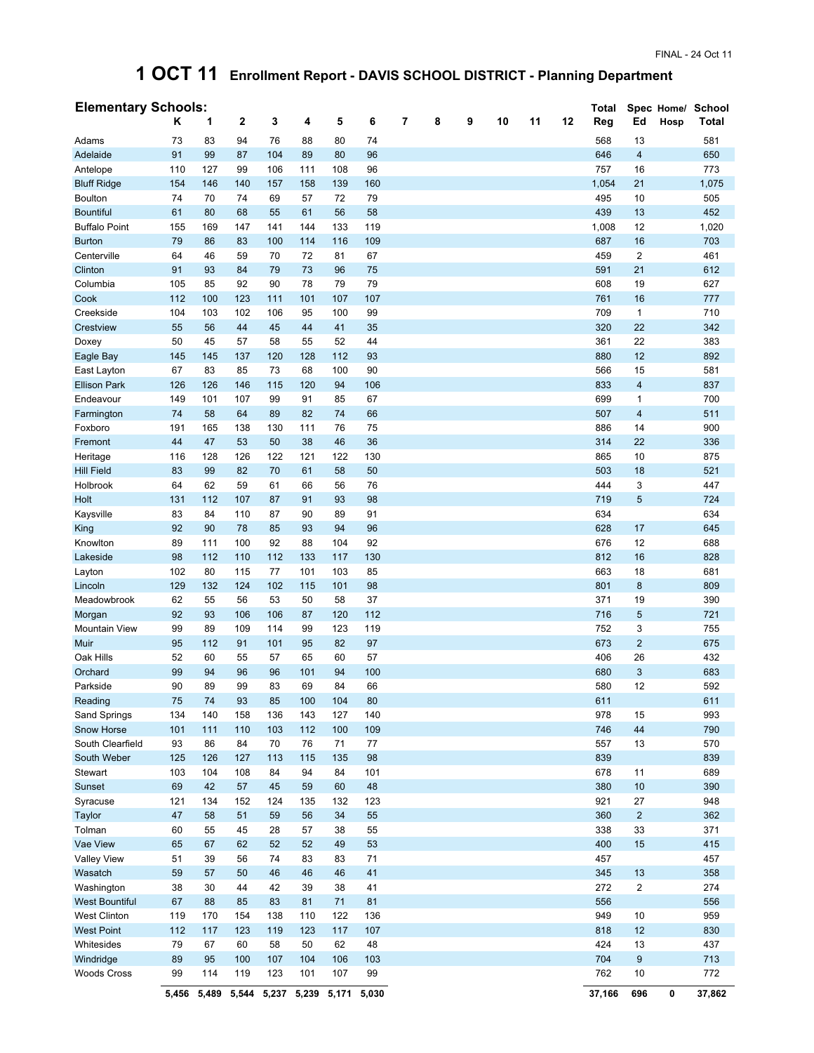FINAL - 24 Oct 11

# 1 OCT 11 Enrollment Report - DAVIS SCHOOL DISTRICT - Planning Department

| Elementary Schools: | K | 1 | 2 | 3 | 4 | 5 | 6 | 7 | 8 | 9 | 10 | 11 | 12 | Total Reg | Spec Ed | Home/ Hosp | School Total |
|---|---|---|---|---|---|---|---|---|---|---|---|---|---|---|---|---|---|
| Adams | 73 | 83 | 94 | 76 | 88 | 80 | 74 | | | | | | | 568 | 13 | | 581 |
| Adelaide | 91 | 99 | 87 | 104 | 89 | 80 | 96 | | | | | | | 646 | 4 | | 650 |
| Antelope | 110 | 127 | 99 | 106 | 111 | 108 | 96 | | | | | | | 757 | 16 | | 773 |
| Bluff Ridge | 154 | 146 | 140 | 157 | 158 | 139 | 160 | | | | | | | 1,054 | 21 | | 1,075 |
| Boulton | 74 | 70 | 74 | 69 | 57 | 72 | 79 | | | | | | | 495 | 10 | | 505 |
| Bountiful | 61 | 80 | 68 | 55 | 61 | 56 | 58 | | | | | | | 439 | 13 | | 452 |
| Buffalo Point | 155 | 169 | 147 | 141 | 144 | 133 | 119 | | | | | | | 1,008 | 12 | | 1,020 |
| Burton | 79 | 86 | 83 | 100 | 114 | 116 | 109 | | | | | | | 687 | 16 | | 703 |
| Centerville | 64 | 46 | 59 | 70 | 72 | 81 | 67 | | | | | | | 459 | 2 | | 461 |
| Clinton | 91 | 93 | 84 | 79 | 73 | 96 | 75 | | | | | | | 591 | 21 | | 612 |
| Columbia | 105 | 85 | 92 | 90 | 78 | 79 | 79 | | | | | | | 608 | 19 | | 627 |
| Cook | 112 | 100 | 123 | 111 | 101 | 107 | 107 | | | | | | | 761 | 16 | | 777 |
| Creekside | 104 | 103 | 102 | 106 | 95 | 100 | 99 | | | | | | | 709 | 1 | | 710 |
| Crestview | 55 | 56 | 44 | 45 | 44 | 41 | 35 | | | | | | | 320 | 22 | | 342 |
| Doxey | 50 | 45 | 57 | 58 | 55 | 52 | 44 | | | | | | | 361 | 22 | | 383 |
| Eagle Bay | 145 | 145 | 137 | 120 | 128 | 112 | 93 | | | | | | | 880 | 12 | | 892 |
| East Layton | 67 | 83 | 85 | 73 | 68 | 100 | 90 | | | | | | | 566 | 15 | | 581 |
| Ellison Park | 126 | 126 | 146 | 115 | 120 | 94 | 106 | | | | | | | 833 | 4 | | 837 |
| Endeavour | 149 | 101 | 107 | 99 | 91 | 85 | 67 | | | | | | | 699 | 1 | | 700 |
| Farmington | 74 | 58 | 64 | 89 | 82 | 74 | 66 | | | | | | | 507 | 4 | | 511 |
| Foxboro | 191 | 165 | 138 | 130 | 111 | 76 | 75 | | | | | | | 886 | 14 | | 900 |
| Fremont | 44 | 47 | 53 | 50 | 38 | 46 | 36 | | | | | | | 314 | 22 | | 336 |
| Heritage | 116 | 128 | 126 | 122 | 121 | 122 | 130 | | | | | | | 865 | 10 | | 875 |
| Hill Field | 83 | 99 | 82 | 70 | 61 | 58 | 50 | | | | | | | 503 | 18 | | 521 |
| Holbrook | 64 | 62 | 59 | 61 | 66 | 56 | 76 | | | | | | | 444 | 3 | | 447 |
| Holt | 131 | 112 | 107 | 87 | 91 | 93 | 98 | | | | | | | 719 | 5 | | 724 |
| Kaysville | 83 | 84 | 110 | 87 | 90 | 89 | 91 | | | | | | | 634 | | | 634 |
| King | 92 | 90 | 78 | 85 | 93 | 94 | 96 | | | | | | | 628 | 17 | | 645 |
| Knowlton | 89 | 111 | 100 | 92 | 88 | 104 | 92 | | | | | | | 676 | 12 | | 688 |
| Lakeside | 98 | 112 | 110 | 112 | 133 | 117 | 130 | | | | | | | 812 | 16 | | 828 |
| Layton | 102 | 80 | 115 | 77 | 101 | 103 | 85 | | | | | | | 663 | 18 | | 681 |
| Lincoln | 129 | 132 | 124 | 102 | 115 | 101 | 98 | | | | | | | 801 | 8 | | 809 |
| Meadowbrook | 62 | 55 | 56 | 53 | 50 | 58 | 37 | | | | | | | 371 | 19 | | 390 |
| Morgan | 92 | 93 | 106 | 106 | 87 | 120 | 112 | | | | | | | 716 | 5 | | 721 |
| Mountain View | 99 | 89 | 109 | 114 | 99 | 123 | 119 | | | | | | | 752 | 3 | | 755 |
| Muir | 95 | 112 | 91 | 101 | 95 | 82 | 97 | | | | | | | 673 | 2 | | 675 |
| Oak Hills | 52 | 60 | 55 | 57 | 65 | 60 | 57 | | | | | | | 406 | 26 | | 432 |
| Orchard | 99 | 94 | 96 | 96 | 101 | 94 | 100 | | | | | | | 680 | 3 | | 683 |
| Parkside | 90 | 89 | 99 | 83 | 69 | 84 | 66 | | | | | | | 580 | 12 | | 592 |
| Reading | 75 | 74 | 93 | 85 | 100 | 104 | 80 | | | | | | | 611 | | | 611 |
| Sand Springs | 134 | 140 | 158 | 136 | 143 | 127 | 140 | | | | | | | 978 | 15 | | 993 |
| Snow Horse | 101 | 111 | 110 | 103 | 112 | 100 | 109 | | | | | | | 746 | 44 | | 790 |
| South Clearfield | 93 | 86 | 84 | 70 | 76 | 71 | 77 | | | | | | | 557 | 13 | | 570 |
| South Weber | 125 | 126 | 127 | 113 | 115 | 135 | 98 | | | | | | | 839 | | | 839 |
| Stewart | 103 | 104 | 108 | 84 | 94 | 84 | 101 | | | | | | | 678 | 11 | | 689 |
| Sunset | 69 | 42 | 57 | 45 | 59 | 60 | 48 | | | | | | | 380 | 10 | | 390 |
| Syracuse | 121 | 134 | 152 | 124 | 135 | 132 | 123 | | | | | | | 921 | 27 | | 948 |
| Taylor | 47 | 58 | 51 | 59 | 56 | 34 | 55 | | | | | | | 360 | 2 | | 362 |
| Tolman | 60 | 55 | 45 | 28 | 57 | 38 | 55 | | | | | | | 338 | 33 | | 371 |
| Vae View | 65 | 67 | 62 | 52 | 52 | 49 | 53 | | | | | | | 400 | 15 | | 415 |
| Valley View | 51 | 39 | 56 | 74 | 83 | 83 | 71 | | | | | | | 457 | | | 457 |
| Wasatch | 59 | 57 | 50 | 46 | 46 | 46 | 41 | | | | | | | 345 | 13 | | 358 |
| Washington | 38 | 30 | 44 | 42 | 39 | 38 | 41 | | | | | | | 272 | 2 | | 274 |
| West Bountiful | 67 | 88 | 85 | 83 | 81 | 71 | 81 | | | | | | | 556 | | | 556 |
| West Clinton | 119 | 170 | 154 | 138 | 110 | 122 | 136 | | | | | | | 949 | 10 | | 959 |
| West Point | 112 | 117 | 123 | 119 | 123 | 117 | 107 | | | | | | | 818 | 12 | | 830 |
| Whitesides | 79 | 67 | 60 | 58 | 50 | 62 | 48 | | | | | | | 424 | 13 | | 437 |
| Windridge | 89 | 95 | 100 | 107 | 104 | 106 | 103 | | | | | | | 704 | 9 | | 713 |
| Woods Cross | 99 | 114 | 119 | 123 | 101 | 107 | 99 | | | | | | | 762 | 10 | | 772 |
| | **5,456** | **5,489** | **5,544** | **5,237** | **5,239** | **5,171** | **5,030** | | | | | | | **37,166** | **696** | **0** | **37,862** |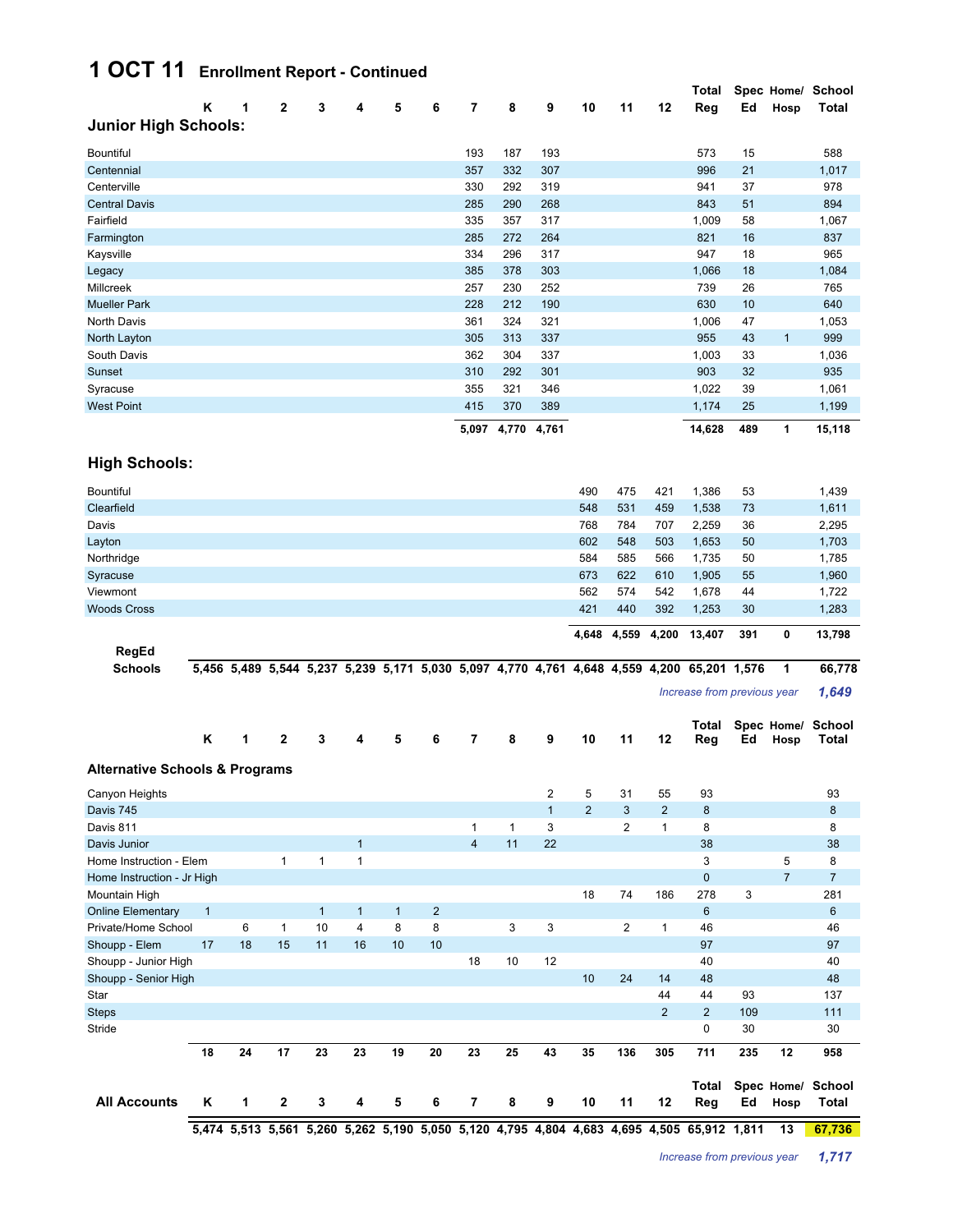# 1 OCT 11 Enrollment Report - Continued

## Junior High Schools:

| | K | 1 | 2 | 3 | 4 | 5 | 6 | 7 | 8 | 9 | 10 | 11 | 12 | Total Reg | Spec Ed | Home/ Hosp | School Total |
|---|---|---|---|---|---|---|---|---|---|---|---|---|---|---|---|---|---|
| Bountiful | | | | | | | | 193 | 187 | 193 | | | | 573 | 15 | | 588 |
| Centennial | | | | | | | | 357 | 332 | 307 | | | | 996 | 21 | | 1,017 |
| Centerville | | | | | | | | 330 | 292 | 319 | | | | 941 | 37 | | 978 |
| Central Davis | | | | | | | | 285 | 290 | 268 | | | | 843 | 51 | | 894 |
| Fairfield | | | | | | | | 335 | 357 | 317 | | | | 1,009 | 58 | | 1,067 |
| Farmington | | | | | | | | 285 | 272 | 264 | | | | 821 | 16 | | 837 |
| Kaysville | | | | | | | | 334 | 296 | 317 | | | | 947 | 18 | | 965 |
| Legacy | | | | | | | | 385 | 378 | 303 | | | | 1,066 | 18 | | 1,084 |
| Millcreek | | | | | | | | 257 | 230 | 252 | | | | 739 | 26 | | 765 |
| Mueller Park | | | | | | | | 228 | 212 | 190 | | | | 630 | 10 | | 640 |
| North Davis | | | | | | | | 361 | 324 | 321 | | | | 1,006 | 47 | | 1,053 |
| North Layton | | | | | | | | 305 | 313 | 337 | | | | 955 | 43 | 1 | 999 |
| South Davis | | | | | | | | 362 | 304 | 337 | | | | 1,003 | 33 | | 1,036 |
| Sunset | | | | | | | | 310 | 292 | 301 | | | | 903 | 32 | | 935 |
| Syracuse | | | | | | | | 355 | 321 | 346 | | | | 1,022 | 39 | | 1,061 |
| West Point | | | | | | | | 415 | 370 | 389 | | | | 1,174 | 25 | | 1,199 |
| | | | | | | | | **5,097** | **4,770** | **4,761** | | | | **14,628** | **489** | **1** | **15,118** |

## High Schools:

| | K | 1 | 2 | 3 | 4 | 5 | 6 | 7 | 8 | 9 | 10 | 11 | 12 | Total Reg | Spec Ed | Home/ Hosp | School Total |
|---|---|---|---|---|---|---|---|---|---|---|---|---|---|---|---|---|---|
| Bountiful | | | | | | | | | | | 490 | 475 | 421 | 1,386 | 53 | | 1,439 |
| Clearfield | | | | | | | | | | | 548 | 531 | 459 | 1,538 | 73 | | 1,611 |
| Davis | | | | | | | | | | | 768 | 784 | 707 | 2,259 | 36 | | 2,295 |
| Layton | | | | | | | | | | | 602 | 548 | 503 | 1,653 | 50 | | 1,703 |
| Northridge | | | | | | | | | | | 584 | 585 | 566 | 1,735 | 50 | | 1,785 |
| Syracuse | | | | | | | | | | | 673 | 622 | 610 | 1,905 | 55 | | 1,960 |
| Viewmont | | | | | | | | | | | 562 | 574 | 542 | 1,678 | 44 | | 1,722 |
| Woods Cross | | | | | | | | | | | 421 | 440 | 392 | 1,253 | 30 | | 1,283 |
| | | | | | | | | | | | **4,648** | **4,559** | **4,200** | **13,407** | **391** | **0** | **13,798** |
| **RegEd Schools** | **5,456** | **5,489** | **5,544** | **5,237** | **5,239** | **5,171** | **5,030** | **5,097** | **4,770** | **4,761** | **4,648** | **4,559** | **4,200** | **65,201** | **1,576** | **1** | **66,778** |

*Increase from previous year* ***1,649***

## Alternative Schools & Programs

| | K | 1 | 2 | 3 | 4 | 5 | 6 | 7 | 8 | 9 | 10 | 11 | 12 | Total Reg | Spec Ed | Home/ Hosp | School Total |
|---|---|---|---|---|---|---|---|---|---|---|---|---|---|---|---|---|---|
| Canyon Heights | | | | | | | | | | 2 | 5 | 31 | 55 | 93 | | | 93 |
| Davis 745 | | | | | | | | | | 1 | 2 | 3 | 2 | 8 | | | 8 |
| Davis 811 | | | | | | | | 1 | 1 | 3 | | 2 | 1 | 8 | | | 8 |
| Davis Junior | | | | | 1 | | | 4 | 11 | 22 | | | | 38 | | | 38 |
| Home Instruction - Elem | | | 1 | 1 | 1 | | | | | | | | | 3 | | 5 | 8 |
| Home Instruction - Jr High | | | | | | | | | | | | | | 0 | | 7 | 7 |
| Mountain High | | | | | | | | | | | 18 | 74 | 186 | 278 | 3 | | 281 |
| Online Elementary | 1 | | | 1 | 1 | 1 | 2 | | | | | | | 6 | | | 6 |
| Private/Home School | | 6 | 1 | 10 | 4 | 8 | 8 | | 3 | 3 | | 2 | 1 | 46 | | | 46 |
| Shoupp - Elem | 17 | 18 | 15 | 11 | 16 | 10 | 10 | | | | | | | 97 | | | 97 |
| Shoupp - Junior High | | | | | | | | 18 | 10 | 12 | | | | 40 | | | 40 |
| Shoupp - Senior High | | | | | | | | | | | 10 | 24 | 14 | 48 | | | 48 |
| Star | | | | | | | | | | | | | 44 | 44 | 93 | | 137 |
| Steps | | | | | | | | | | | | | 2 | 2 | 109 | | 111 |
| Stride | | | | | | | | | | | | | | 0 | 30 | | 30 |
| | **18** | **24** | **17** | **23** | **23** | **19** | **20** | **23** | **25** | **43** | **35** | **136** | **305** | **711** | **235** | **12** | **958** |

| **All Accounts** | **K** | **1** | **2** | **3** | **4** | **5** | **6** | **7** | **8** | **9** | **10** | **11** | **12** | **Total Reg** | **Spec Ed** | **Home/ Hosp** | **School Total** |
|---|---|---|---|---|---|---|---|---|---|---|---|---|---|---|---|---|---|
| | **5,474** | **5,513** | **5,561** | **5,260** | **5,262** | **5,190** | **5,050** | **5,120** | **4,795** | **4,804** | **4,683** | **4,695** | **4,505** | **65,912** | **1,811** | **13** | **67,736** |

*Increase from previous year* ***1,717***